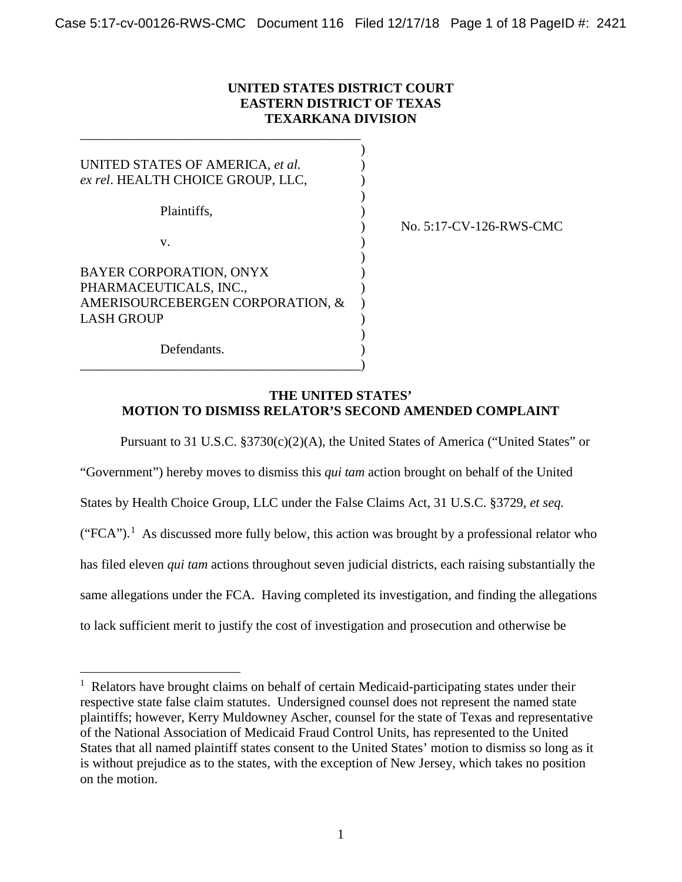**UNITED STATES DISTRICT COURT**
**EASTERN DISTRICT OF TEXAS**
**TEXARKANA DIVISION**

UNITED STATES OF AMERICA, *et al.*
*ex rel*. HEALTH CHOICE GROUP, LLC,

Plaintiffs,

v.

BAYER CORPORATION, ONYX PHARMACEUTICALS, INC., AMERISOURCEBERGEN CORPORATION, & LASH GROUP

Defendants.

No. 5:17-CV-126-RWS-CMC

**THE UNITED STATES'**
**MOTION TO DISMISS RELATOR'S SECOND AMENDED COMPLAINT**

Pursuant to 31 U.S.C. §3730(c)(2)(A), the United States of America ("United States" or "Government") hereby moves to dismiss this *qui tam* action brought on behalf of the United States by Health Choice Group, LLC under the False Claims Act, 31 U.S.C. §3729, *et seq.* ("FCA").[1] As discussed more fully below, this action was brought by a professional relator who has filed eleven *qui tam* actions throughout seven judicial districts, each raising substantially the same allegations under the FCA. Having completed its investigation, and finding the allegations to lack sufficient merit to justify the cost of investigation and prosecution and otherwise be

[1] Relators have brought claims on behalf of certain Medicaid-participating states under their respective state false claim statutes. Undersigned counsel does not represent the named state plaintiffs; however, Kerry Muldowney Ascher, counsel for the state of Texas and representative of the National Association of Medicaid Fraud Control Units, has represented to the United States that all named plaintiff states consent to the United States' motion to dismiss so long as it is without prejudice as to the states, with the exception of New Jersey, which takes no position on the motion.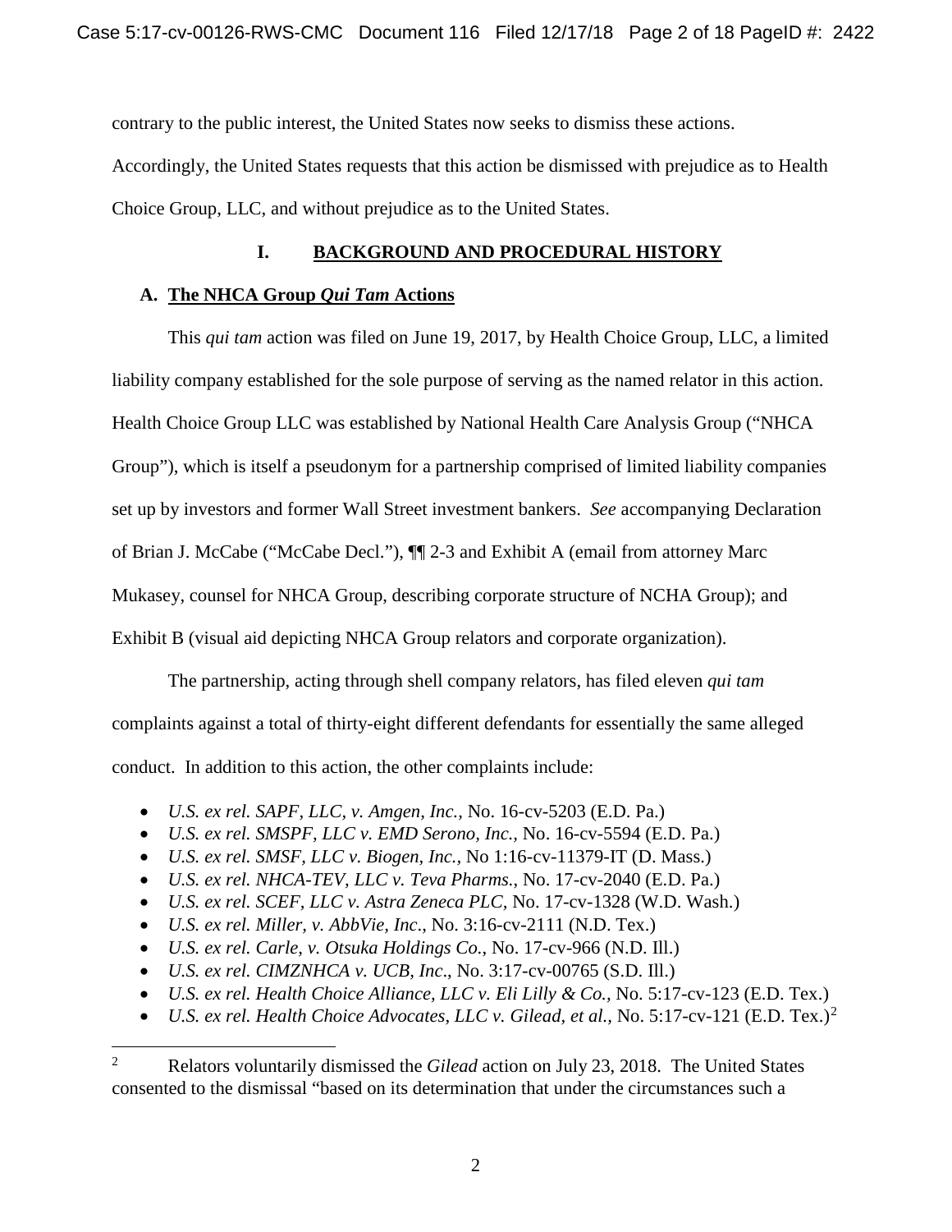contrary to the public interest, the United States now seeks to dismiss these actions. Accordingly, the United States requests that this action be dismissed with prejudice as to Health Choice Group, LLC, and without prejudice as to the United States.

## I. BACKGROUND AND PROCEDURAL HISTORY

### A. The NHCA Group *Qui Tam* Actions

This *qui tam* action was filed on June 19, 2017, by Health Choice Group, LLC, a limited liability company established for the sole purpose of serving as the named relator in this action. Health Choice Group LLC was established by National Health Care Analysis Group ("NHCA Group"), which is itself a pseudonym for a partnership comprised of limited liability companies set up by investors and former Wall Street investment bankers. *See* accompanying Declaration of Brian J. McCabe ("McCabe Decl."), ¶¶ 2-3 and Exhibit A (email from attorney Marc Mukasey, counsel for NHCA Group, describing corporate structure of NCHA Group); and Exhibit B (visual aid depicting NHCA Group relators and corporate organization).

The partnership, acting through shell company relators, has filed eleven *qui tam* complaints against a total of thirty-eight different defendants for essentially the same alleged conduct. In addition to this action, the other complaints include:

- *U.S. ex rel. SAPF, LLC, v. Amgen, Inc.*, No. 16-cv-5203 (E.D. Pa.)
- *U.S. ex rel. SMSPF, LLC v. EMD Serono, Inc.*, No. 16-cv-5594 (E.D. Pa.)
- *U.S. ex rel. SMSF, LLC v. Biogen, Inc.*, No 1:16-cv-11379-IT (D. Mass.)
- *U.S. ex rel. NHCA-TEV, LLC v. Teva Pharms.*, No. 17-cv-2040 (E.D. Pa.)
- *U.S. ex rel. SCEF, LLC v. Astra Zeneca PLC*, No. 17-cv-1328 (W.D. Wash.)
- *U.S. ex rel. Miller, v. AbbVie, Inc.*, No. 3:16-cv-2111 (N.D. Tex.)
- *U.S. ex rel. Carle, v. Otsuka Holdings Co.*, No. 17-cv-966 (N.D. Ill.)
- *U.S. ex rel. CIMZNHCA v. UCB, Inc.*, No. 3:17-cv-00765 (S.D. Ill.)
- *U.S. ex rel. Health Choice Alliance, LLC v. Eli Lilly & Co.*, No. 5:17-cv-123 (E.D. Tex.)
- *U.S. ex rel. Health Choice Advocates, LLC v. Gilead, et al.*, No. 5:17-cv-121 (E.D. Tex.)[2]

[2] Relators voluntarily dismissed the *Gilead* action on July 23, 2018. The United States consented to the dismissal "based on its determination that under the circumstances such a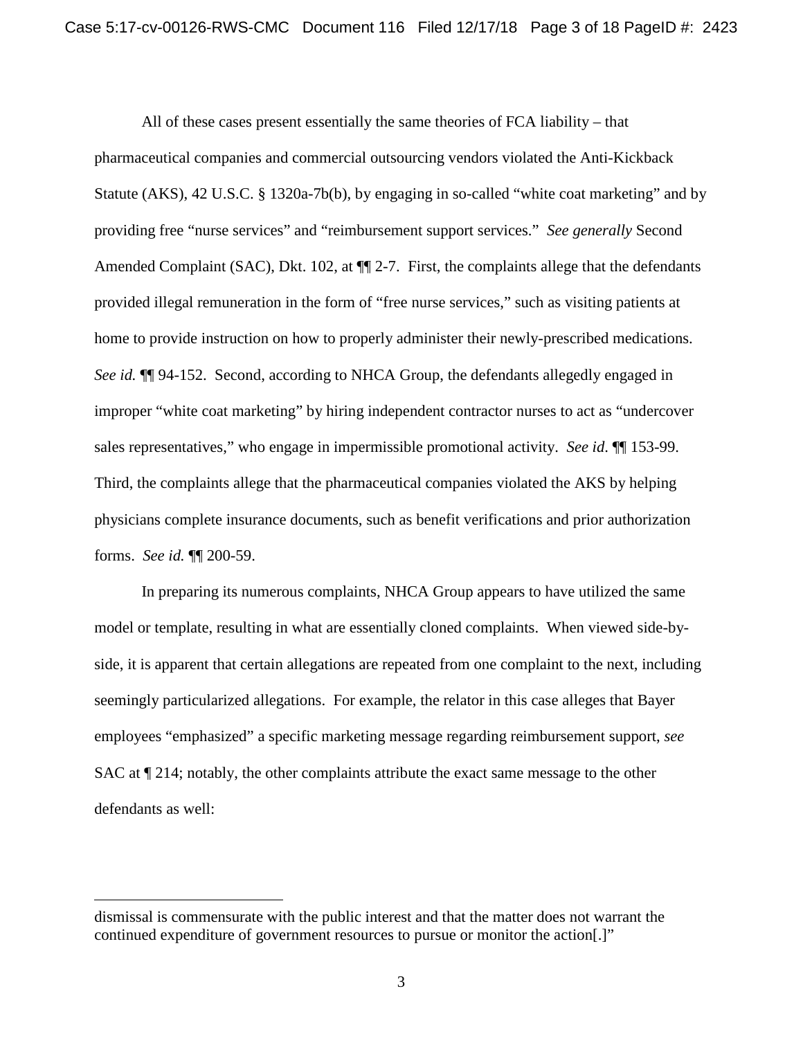All of these cases present essentially the same theories of FCA liability – that pharmaceutical companies and commercial outsourcing vendors violated the Anti-Kickback Statute (AKS), 42 U.S.C. § 1320a-7b(b), by engaging in so-called "white coat marketing" and by providing free "nurse services" and "reimbursement support services." *See generally* Second Amended Complaint (SAC), Dkt. 102, at ¶¶ 2-7. First, the complaints allege that the defendants provided illegal remuneration in the form of "free nurse services," such as visiting patients at home to provide instruction on how to properly administer their newly-prescribed medications. *See id.* ¶¶ 94-152. Second, according to NHCA Group, the defendants allegedly engaged in improper "white coat marketing" by hiring independent contractor nurses to act as "undercover sales representatives," who engage in impermissible promotional activity. *See id*. ¶¶ 153-99. Third, the complaints allege that the pharmaceutical companies violated the AKS by helping physicians complete insurance documents, such as benefit verifications and prior authorization forms. *See id.* ¶¶ 200-59.

In preparing its numerous complaints, NHCA Group appears to have utilized the same model or template, resulting in what are essentially cloned complaints. When viewed side-by-side, it is apparent that certain allegations are repeated from one complaint to the next, including seemingly particularized allegations. For example, the relator in this case alleges that Bayer employees "emphasized" a specific marketing message regarding reimbursement support, *see* SAC at ¶ 214; notably, the other complaints attribute the exact same message to the other defendants as well:

---

dismissal is commensurate with the public interest and that the matter does not warrant the continued expenditure of government resources to pursue or monitor the action[.]"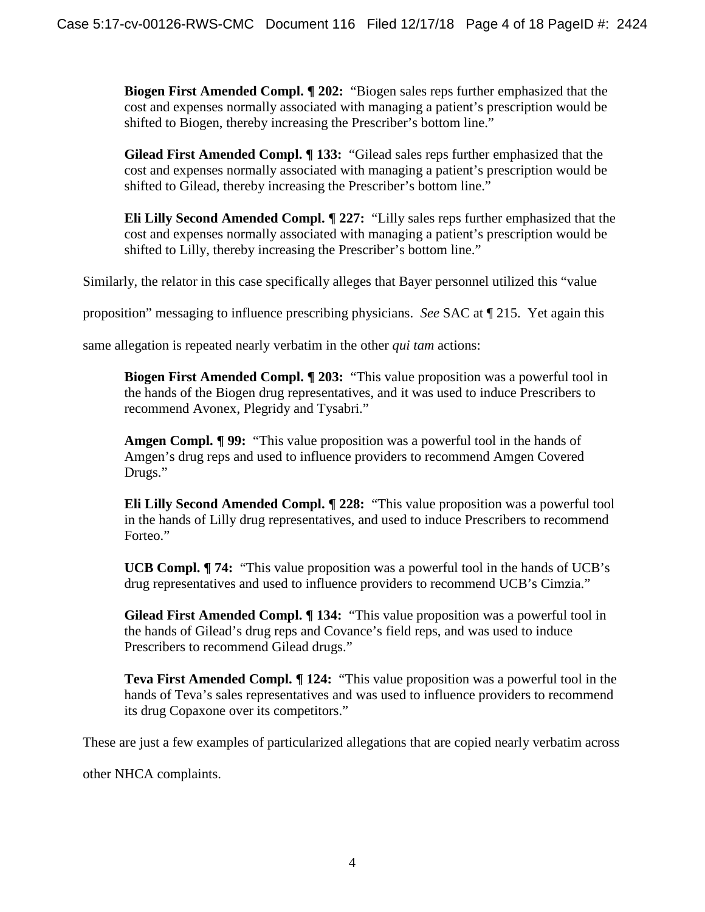> **Biogen First Amended Compl. ¶ 202:** "Biogen sales reps further emphasized that the cost and expenses normally associated with managing a patient's prescription would be shifted to Biogen, thereby increasing the Prescriber's bottom line."
>
> **Gilead First Amended Compl. ¶ 133:** "Gilead sales reps further emphasized that the cost and expenses normally associated with managing a patient's prescription would be shifted to Gilead, thereby increasing the Prescriber's bottom line."
>
> **Eli Lilly Second Amended Compl. ¶ 227:** "Lilly sales reps further emphasized that the cost and expenses normally associated with managing a patient's prescription would be shifted to Lilly, thereby increasing the Prescriber's bottom line."

Similarly, the relator in this case specifically alleges that Bayer personnel utilized this "value proposition" messaging to influence prescribing physicians. *See* SAC at ¶ 215. Yet again this same allegation is repeated nearly verbatim in the other *qui tam* actions:

> **Biogen First Amended Compl. ¶ 203:** "This value proposition was a powerful tool in the hands of the Biogen drug representatives, and it was used to induce Prescribers to recommend Avonex, Plegridy and Tysabri."
>
> **Amgen Compl. ¶ 99:** "This value proposition was a powerful tool in the hands of Amgen's drug reps and used to influence providers to recommend Amgen Covered Drugs."
>
> **Eli Lilly Second Amended Compl. ¶ 228:** "This value proposition was a powerful tool in the hands of Lilly drug representatives, and used to induce Prescribers to recommend Forteo."
>
> **UCB Compl. ¶ 74:** "This value proposition was a powerful tool in the hands of UCB's drug representatives and used to influence providers to recommend UCB's Cimzia."
>
> **Gilead First Amended Compl. ¶ 134:** "This value proposition was a powerful tool in the hands of Gilead's drug reps and Covance's field reps, and was used to induce Prescribers to recommend Gilead drugs."
>
> **Teva First Amended Compl. ¶ 124:** "This value proposition was a powerful tool in the hands of Teva's sales representatives and was used to influence providers to recommend its drug Copaxone over its competitors."

These are just a few examples of particularized allegations that are copied nearly verbatim across other NHCA complaints.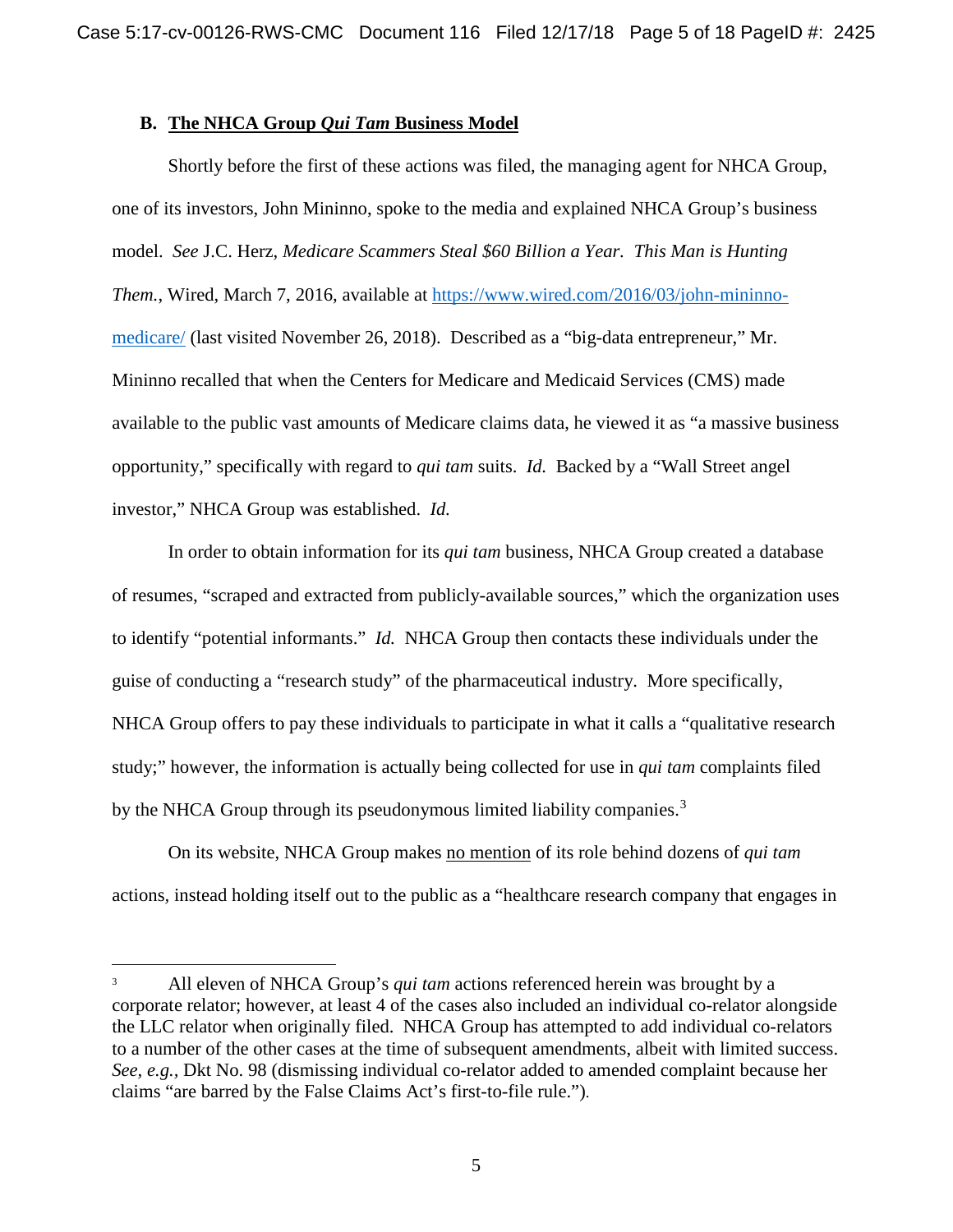### B. The NHCA Group *Qui Tam* Business Model

Shortly before the first of these actions was filed, the managing agent for NHCA Group, one of its investors, John Mininno, spoke to the media and explained NHCA Group's business model. *See* J.C. Herz, *Medicare Scammers Steal $60 Billion a Year. This Man is Hunting Them.*, Wired, March 7, 2016, available at https://www.wired.com/2016/03/john-mininno-medicare/ (last visited November 26, 2018). Described as a "big-data entrepreneur," Mr. Mininno recalled that when the Centers for Medicare and Medicaid Services (CMS) made available to the public vast amounts of Medicare claims data, he viewed it as "a massive business opportunity," specifically with regard to *qui tam* suits. *Id.* Backed by a "Wall Street angel investor," NHCA Group was established. *Id.*

In order to obtain information for its *qui tam* business, NHCA Group created a database of resumes, "scraped and extracted from publicly-available sources," which the organization uses to identify "potential informants." *Id.* NHCA Group then contacts these individuals under the guise of conducting a "research study" of the pharmaceutical industry. More specifically, NHCA Group offers to pay these individuals to participate in what it calls a "qualitative research study;" however, the information is actually being collected for use in *qui tam* complaints filed by the NHCA Group through its pseudonymous limited liability companies.[3]

On its website, NHCA Group makes <u>no mention</u> of its role behind dozens of *qui tam* actions, instead holding itself out to the public as a "healthcare research company that engages in

---

[3] All eleven of NHCA Group's *qui tam* actions referenced herein was brought by a corporate relator; however, at least 4 of the cases also included an individual co-relator alongside the LLC relator when originally filed. NHCA Group has attempted to add individual co-relators to a number of the other cases at the time of subsequent amendments, albeit with limited success. *See, e.g.*, Dkt No. 98 (dismissing individual co-relator added to amended complaint because her claims "are barred by the False Claims Act's first-to-file rule.").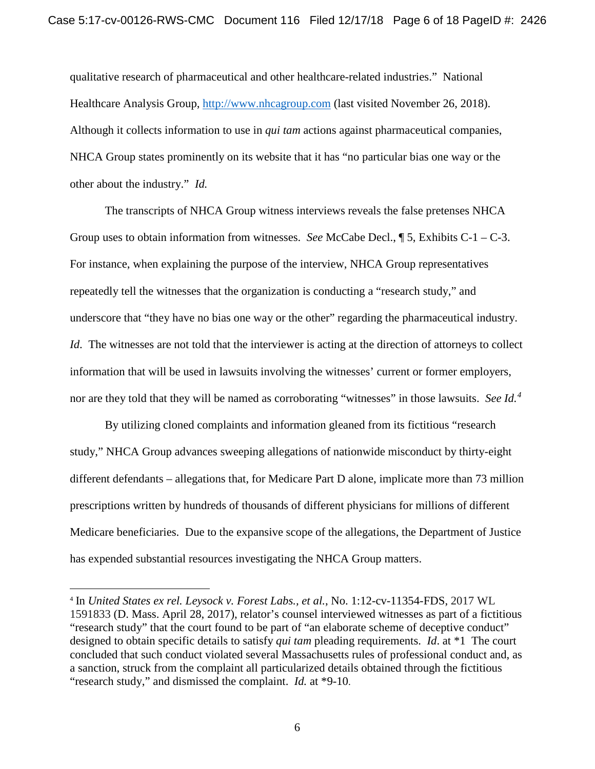qualitative research of pharmaceutical and other healthcare-related industries." National Healthcare Analysis Group, http://www.nhcagroup.com (last visited November 26, 2018). Although it collects information to use in *qui tam* actions against pharmaceutical companies, NHCA Group states prominently on its website that it has "no particular bias one way or the other about the industry." *Id.*

The transcripts of NHCA Group witness interviews reveals the false pretenses NHCA Group uses to obtain information from witnesses. *See* McCabe Decl., ¶ 5, Exhibits C-1 – C-3. For instance, when explaining the purpose of the interview, NHCA Group representatives repeatedly tell the witnesses that the organization is conducting a "research study," and underscore that "they have no bias one way or the other" regarding the pharmaceutical industry. *Id*. The witnesses are not told that the interviewer is acting at the direction of attorneys to collect information that will be used in lawsuits involving the witnesses' current or former employers, nor are they told that they will be named as corroborating "witnesses" in those lawsuits. *See Id.*[4]

By utilizing cloned complaints and information gleaned from its fictitious "research study," NHCA Group advances sweeping allegations of nationwide misconduct by thirty-eight different defendants – allegations that, for Medicare Part D alone, implicate more than 73 million prescriptions written by hundreds of thousands of different physicians for millions of different Medicare beneficiaries. Due to the expansive scope of the allegations, the Department of Justice has expended substantial resources investigating the NHCA Group matters.

---

[4] In *United States ex rel. Leysock v. Forest Labs., et al.*, No. 1:12-cv-11354-FDS, 2017 WL 1591833 (D. Mass. April 28, 2017), relator's counsel interviewed witnesses as part of a fictitious "research study" that the court found to be part of "an elaborate scheme of deceptive conduct" designed to obtain specific details to satisfy *qui tam* pleading requirements. *Id*. at *1 The court concluded that such conduct violated several Massachusetts rules of professional conduct and, as a sanction, struck from the complaint all particularized details obtained through the fictitious "research study," and dismissed the complaint. *Id.* at *9-10.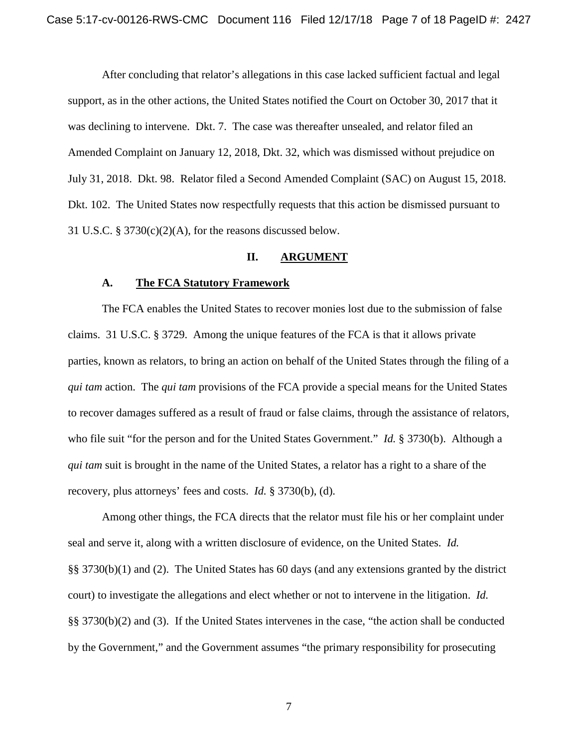After concluding that relator's allegations in this case lacked sufficient factual and legal support, as in the other actions, the United States notified the Court on October 30, 2017 that it was declining to intervene. Dkt. 7. The case was thereafter unsealed, and relator filed an Amended Complaint on January 12, 2018, Dkt. 32, which was dismissed without prejudice on July 31, 2018. Dkt. 98. Relator filed a Second Amended Complaint (SAC) on August 15, 2018. Dkt. 102. The United States now respectfully requests that this action be dismissed pursuant to 31 U.S.C. § 3730(c)(2)(A), for the reasons discussed below.

## II. <u>ARGUMENT</u>

### A. <u>The FCA Statutory Framework</u>

The FCA enables the United States to recover monies lost due to the submission of false claims. 31 U.S.C. § 3729. Among the unique features of the FCA is that it allows private parties, known as relators, to bring an action on behalf of the United States through the filing of a *qui tam* action. The *qui tam* provisions of the FCA provide a special means for the United States to recover damages suffered as a result of fraud or false claims, through the assistance of relators, who file suit "for the person and for the United States Government." *Id.* § 3730(b). Although a *qui tam* suit is brought in the name of the United States, a relator has a right to a share of the recovery, plus attorneys' fees and costs. *Id.* § 3730(b), (d).

Among other things, the FCA directs that the relator must file his or her complaint under seal and serve it, along with a written disclosure of evidence, on the United States. *Id.* §§ 3730(b)(1) and (2). The United States has 60 days (and any extensions granted by the district court) to investigate the allegations and elect whether or not to intervene in the litigation. *Id.* §§ 3730(b)(2) and (3). If the United States intervenes in the case, "the action shall be conducted by the Government," and the Government assumes "the primary responsibility for prosecuting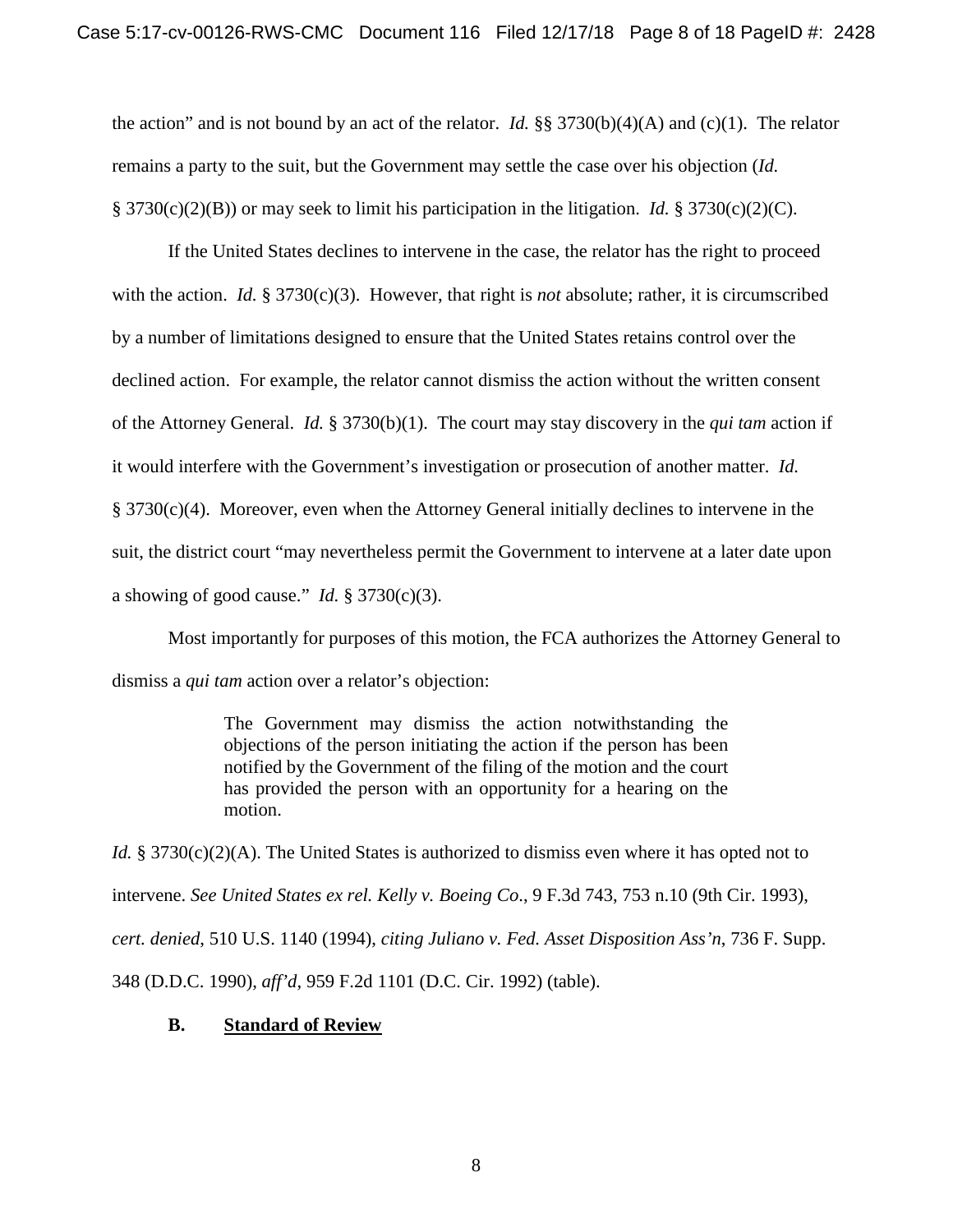the action" and is not bound by an act of the relator. *Id.* §§ 3730(b)(4)(A) and (c)(1). The relator remains a party to the suit, but the Government may settle the case over his objection (*Id.* § 3730(c)(2)(B)) or may seek to limit his participation in the litigation. *Id.* § 3730(c)(2)(C).

If the United States declines to intervene in the case, the relator has the right to proceed with the action. *Id.* § 3730(c)(3). However, that right is *not* absolute; rather, it is circumscribed by a number of limitations designed to ensure that the United States retains control over the declined action. For example, the relator cannot dismiss the action without the written consent of the Attorney General. *Id.* § 3730(b)(1). The court may stay discovery in the *qui tam* action if it would interfere with the Government's investigation or prosecution of another matter. *Id.* § 3730(c)(4). Moreover, even when the Attorney General initially declines to intervene in the suit, the district court "may nevertheless permit the Government to intervene at a later date upon a showing of good cause." *Id.* § 3730(c)(3).

Most importantly for purposes of this motion, the FCA authorizes the Attorney General to dismiss a *qui tam* action over a relator's objection:

> The Government may dismiss the action notwithstanding the objections of the person initiating the action if the person has been notified by the Government of the filing of the motion and the court has provided the person with an opportunity for a hearing on the motion.

*Id.* § 3730(c)(2)(A). The United States is authorized to dismiss even where it has opted not to intervene. *See United States ex rel. Kelly v. Boeing Co*., 9 F.3d 743, 753 n.10 (9th Cir. 1993), *cert. denied*, 510 U.S. 1140 (1994), *citing Juliano v. Fed. Asset Disposition Ass'n*, 736 F. Supp. 348 (D.D.C. 1990), *aff'd*, 959 F.2d 1101 (D.C. Cir. 1992) (table).

### B. <u>Standard of Review</u>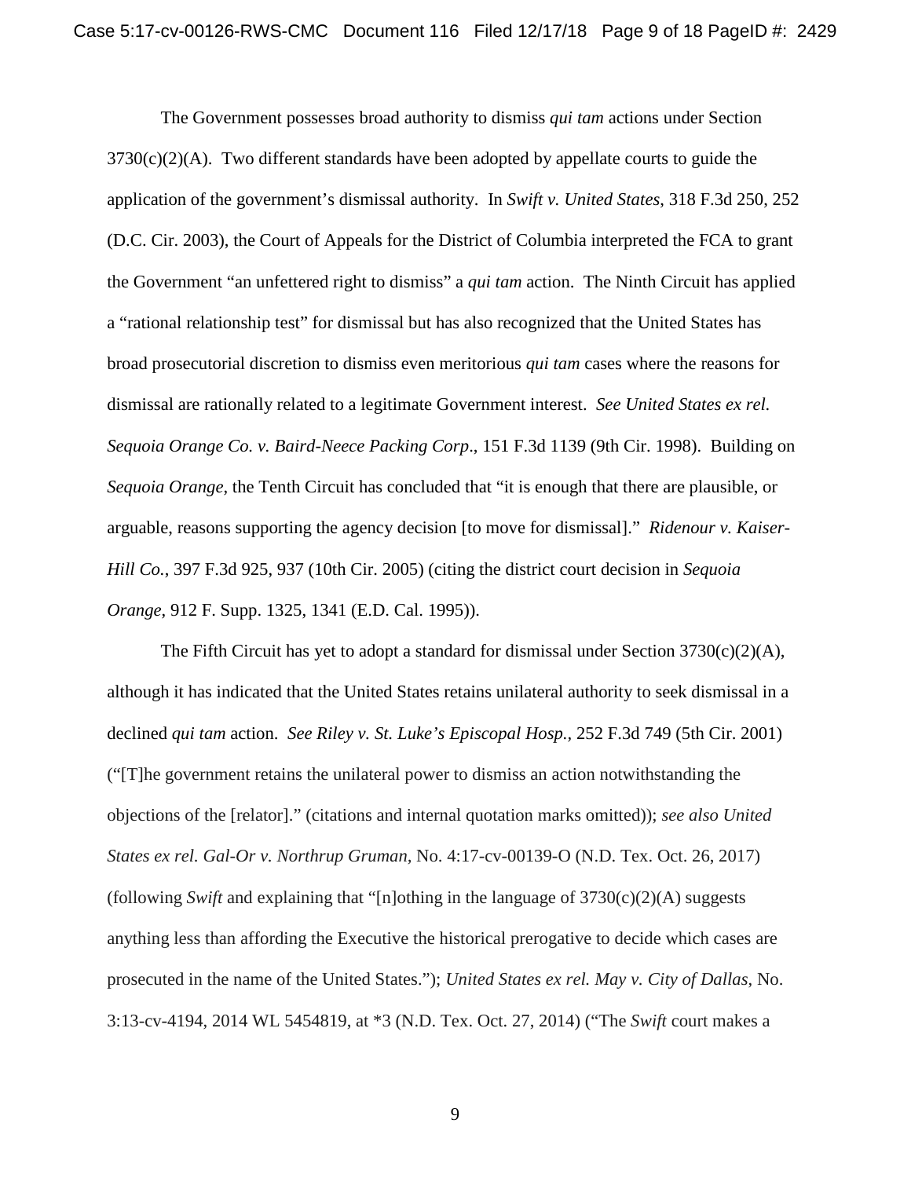The Government possesses broad authority to dismiss *qui tam* actions under Section 3730(c)(2)(A). Two different standards have been adopted by appellate courts to guide the application of the government's dismissal authority. In *Swift v. United States*, 318 F.3d 250, 252 (D.C. Cir. 2003), the Court of Appeals for the District of Columbia interpreted the FCA to grant the Government "an unfettered right to dismiss" a *qui tam* action. The Ninth Circuit has applied a "rational relationship test" for dismissal but has also recognized that the United States has broad prosecutorial discretion to dismiss even meritorious *qui tam* cases where the reasons for dismissal are rationally related to a legitimate Government interest. *See United States ex rel. Sequoia Orange Co. v. Baird-Neece Packing Corp*., 151 F.3d 1139 (9th Cir. 1998). Building on *Sequoia Orange*, the Tenth Circuit has concluded that "it is enough that there are plausible, or arguable, reasons supporting the agency decision [to move for dismissal]." *Ridenour v. Kaiser-Hill Co.*, 397 F.3d 925, 937 (10th Cir. 2005) (citing the district court decision in *Sequoia Orange*, 912 F. Supp. 1325, 1341 (E.D. Cal. 1995)).

The Fifth Circuit has yet to adopt a standard for dismissal under Section 3730(c)(2)(A), although it has indicated that the United States retains unilateral authority to seek dismissal in a declined *qui tam* action. *See Riley v. St. Luke's Episcopal Hosp.*, 252 F.3d 749 (5th Cir. 2001) ("[T]he government retains the unilateral power to dismiss an action notwithstanding the objections of the [relator]." (citations and internal quotation marks omitted)); *see also United States ex rel. Gal-Or v. Northrup Gruman*, No. 4:17-cv-00139-O (N.D. Tex. Oct. 26, 2017) (following *Swift* and explaining that "[n]othing in the language of 3730(c)(2)(A) suggests anything less than affording the Executive the historical prerogative to decide which cases are prosecuted in the name of the United States."); *United States ex rel. May v. City of Dallas*, No. 3:13-cv-4194, 2014 WL 5454819, at *3 (N.D. Tex. Oct. 27, 2014) ("The *Swift* court makes a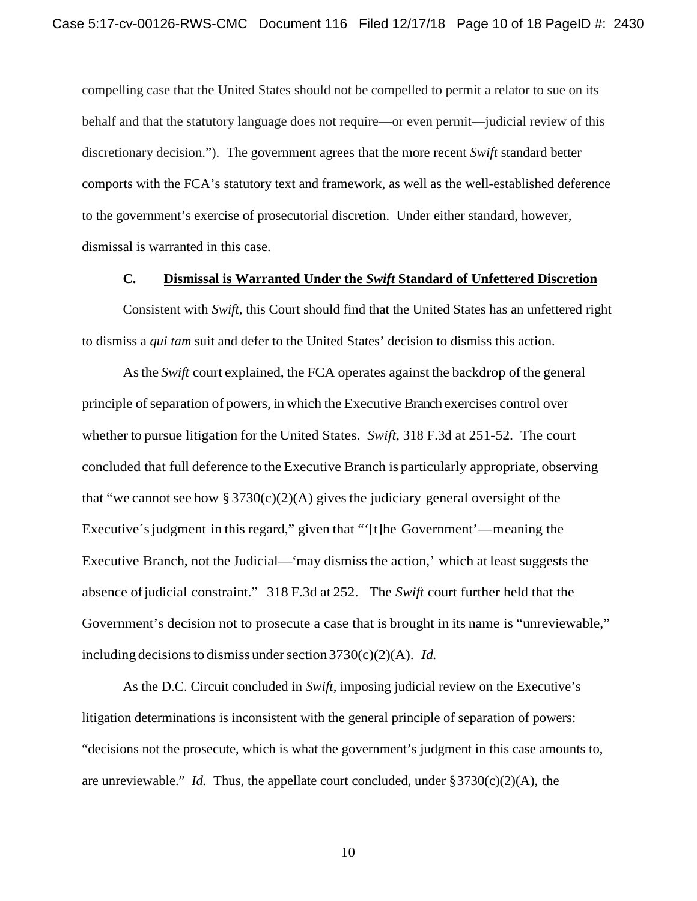compelling case that the United States should not be compelled to permit a relator to sue on its behalf and that the statutory language does not require—or even permit—judicial review of this discretionary decision."). The government agrees that the more recent *Swift* standard better comports with the FCA's statutory text and framework, as well as the well-established deference to the government's exercise of prosecutorial discretion. Under either standard, however, dismissal is warranted in this case.

### C. Dismissal is Warranted Under the *Swift* Standard of Unfettered Discretion

Consistent with *Swift*, this Court should find that the United States has an unfettered right to dismiss a *qui tam* suit and defer to the United States' decision to dismiss this action.

As the *Swift* court explained, the FCA operates against the backdrop of the general principle of separation of powers, in which the Executive Branch exercises control over whether to pursue litigation for the United States. *Swift*, 318 F.3d at 251-52. The court concluded that full deference to the Executive Branch is particularly appropriate, observing that "we cannot see how § 3730(c)(2)(A) gives the judiciary general oversight of the Executive´s judgment in this regard," given that "'[t]he Government'—meaning the Executive Branch, not the Judicial—'may dismiss the action,' which at least suggests the absence of judicial constraint." 318 F.3d at 252. The *Swift* court further held that the Government's decision not to prosecute a case that is brought in its name is "unreviewable," including decisions to dismiss under section 3730(c)(2)(A). *Id.*

As the D.C. Circuit concluded in *Swift*, imposing judicial review on the Executive's litigation determinations is inconsistent with the general principle of separation of powers: "decisions not the prosecute, which is what the government's judgment in this case amounts to, are unreviewable." *Id.* Thus, the appellate court concluded, under § 3730(c)(2)(A), the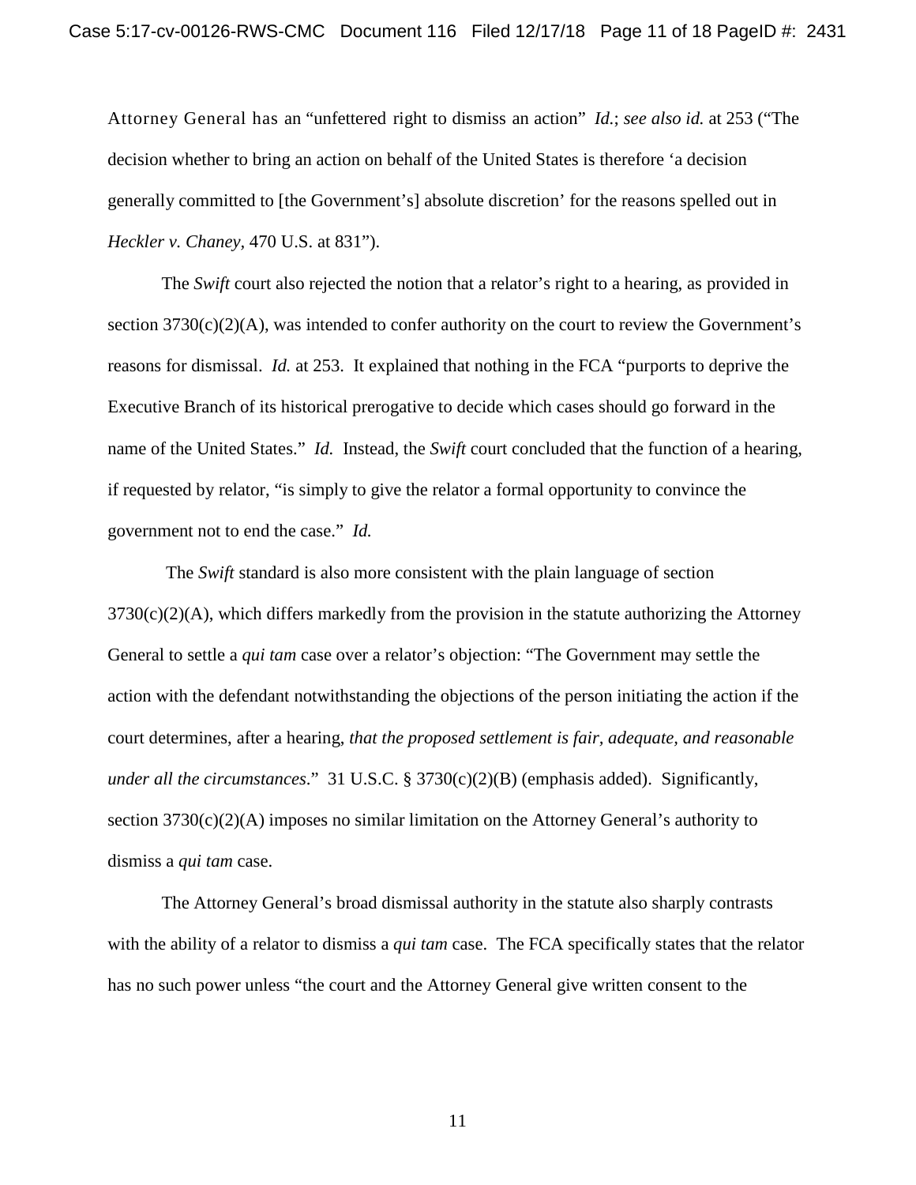Attorney General has an "unfettered right to dismiss an action" *Id.*; *see also id.* at 253 ("The decision whether to bring an action on behalf of the United States is therefore 'a decision generally committed to [the Government's] absolute discretion' for the reasons spelled out in *Heckler v. Chaney*, 470 U.S. at 831").

The *Swift* court also rejected the notion that a relator's right to a hearing, as provided in section 3730(c)(2)(A), was intended to confer authority on the court to review the Government's reasons for dismissal. *Id.* at 253. It explained that nothing in the FCA "purports to deprive the Executive Branch of its historical prerogative to decide which cases should go forward in the name of the United States." *Id.* Instead, the *Swift* court concluded that the function of a hearing, if requested by relator, "is simply to give the relator a formal opportunity to convince the government not to end the case." *Id.*

The *Swift* standard is also more consistent with the plain language of section 3730(c)(2)(A), which differs markedly from the provision in the statute authorizing the Attorney General to settle a *qui tam* case over a relator's objection: "The Government may settle the action with the defendant notwithstanding the objections of the person initiating the action if the court determines, after a hearing, *that the proposed settlement is fair, adequate, and reasonable under all the circumstances*." 31 U.S.C. § 3730(c)(2)(B) (emphasis added). Significantly, section 3730(c)(2)(A) imposes no similar limitation on the Attorney General's authority to dismiss a *qui tam* case.

The Attorney General's broad dismissal authority in the statute also sharply contrasts with the ability of a relator to dismiss a *qui tam* case. The FCA specifically states that the relator has no such power unless "the court and the Attorney General give written consent to the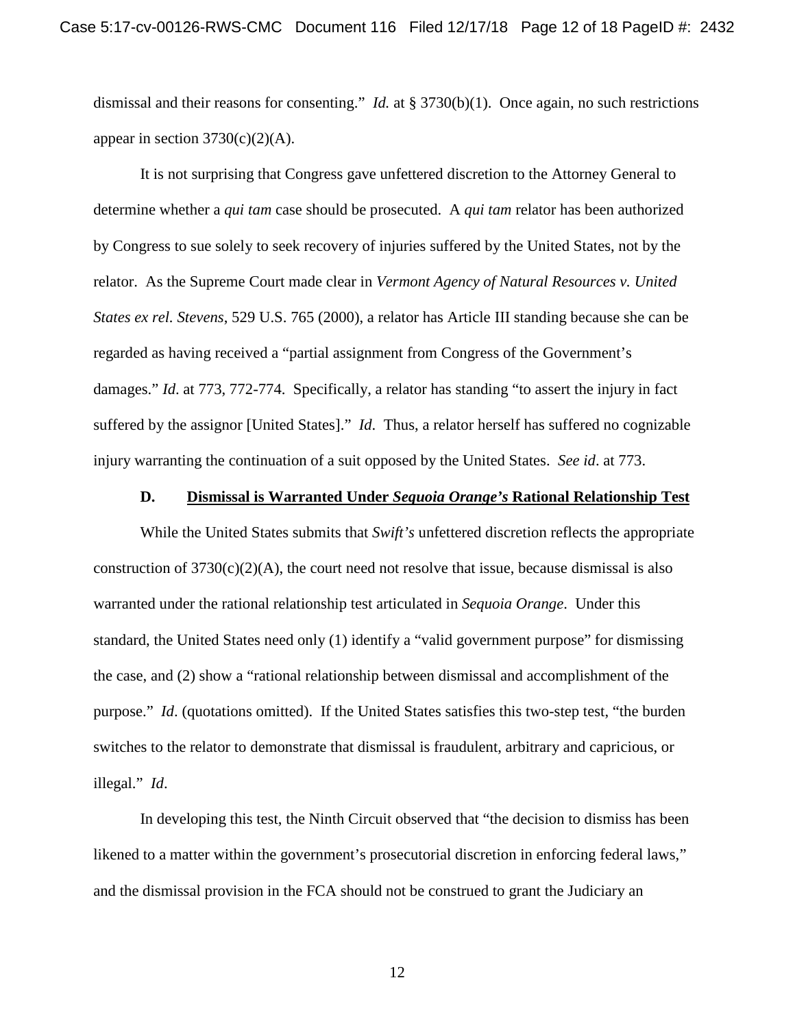dismissal and their reasons for consenting." *Id.* at § 3730(b)(1). Once again, no such restrictions appear in section 3730(c)(2)(A).

It is not surprising that Congress gave unfettered discretion to the Attorney General to determine whether a *qui tam* case should be prosecuted. A *qui tam* relator has been authorized by Congress to sue solely to seek recovery of injuries suffered by the United States, not by the relator. As the Supreme Court made clear in *Vermont Agency of Natural Resources v. United States ex rel. Stevens*, 529 U.S. 765 (2000), a relator has Article III standing because she can be regarded as having received a "partial assignment from Congress of the Government's damages." *Id*. at 773, 772-774. Specifically, a relator has standing "to assert the injury in fact suffered by the assignor [United States]." *Id*. Thus, a relator herself has suffered no cognizable injury warranting the continuation of a suit opposed by the United States. *See id*. at 773.

### D. **Dismissal is Warranted Under *Sequoia Orange's* Rational Relationship Test**

While the United States submits that *Swift's* unfettered discretion reflects the appropriate construction of 3730(c)(2)(A), the court need not resolve that issue, because dismissal is also warranted under the rational relationship test articulated in *Sequoia Orange*. Under this standard, the United States need only (1) identify a "valid government purpose" for dismissing the case, and (2) show a "rational relationship between dismissal and accomplishment of the purpose." *Id*. (quotations omitted). If the United States satisfies this two-step test, "the burden switches to the relator to demonstrate that dismissal is fraudulent, arbitrary and capricious, or illegal." *Id*.

In developing this test, the Ninth Circuit observed that "the decision to dismiss has been likened to a matter within the government's prosecutorial discretion in enforcing federal laws," and the dismissal provision in the FCA should not be construed to grant the Judiciary an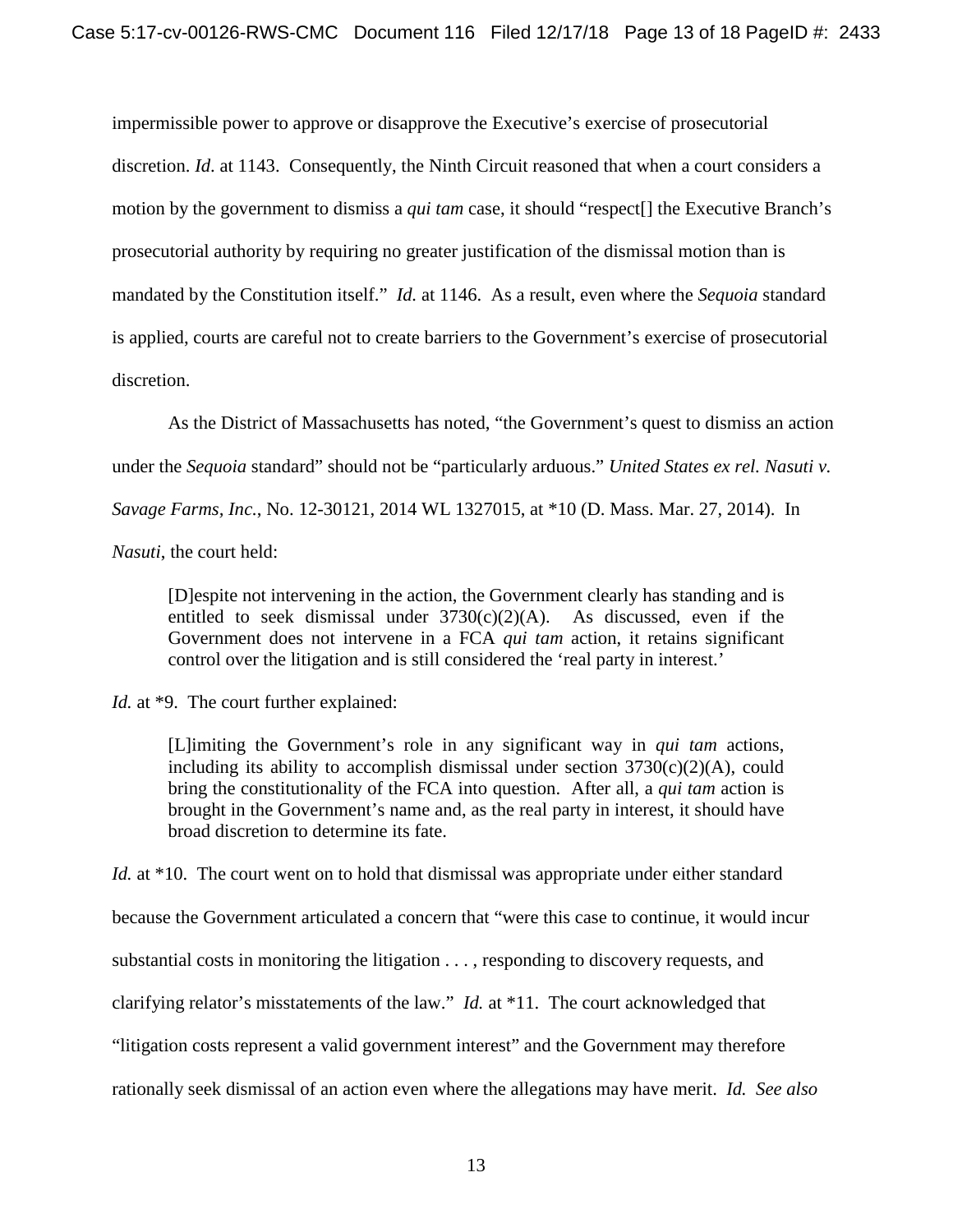impermissible power to approve or disapprove the Executive's exercise of prosecutorial discretion. *Id*. at 1143. Consequently, the Ninth Circuit reasoned that when a court considers a motion by the government to dismiss a *qui tam* case, it should "respect[] the Executive Branch's prosecutorial authority by requiring no greater justification of the dismissal motion than is mandated by the Constitution itself." *Id.* at 1146. As a result, even where the *Sequoia* standard is applied, courts are careful not to create barriers to the Government's exercise of prosecutorial discretion.

As the District of Massachusetts has noted, "the Government's quest to dismiss an action under the *Sequoia* standard" should not be "particularly arduous." *United States ex rel. Nasuti v. Savage Farms, Inc.*, No. 12-30121, 2014 WL 1327015, at *10 (D. Mass. Mar. 27, 2014). In *Nasuti*, the court held:

> [D]espite not intervening in the action, the Government clearly has standing and is entitled to seek dismissal under 3730(c)(2)(A). As discussed, even if the Government does not intervene in a FCA *qui tam* action, it retains significant control over the litigation and is still considered the 'real party in interest.'

*Id.* at *9. The court further explained:

> [L]imiting the Government's role in any significant way in *qui tam* actions, including its ability to accomplish dismissal under section 3730(c)(2)(A), could bring the constitutionality of the FCA into question. After all, a *qui tam* action is brought in the Government's name and, as the real party in interest, it should have broad discretion to determine its fate.

*Id.* at *10. The court went on to hold that dismissal was appropriate under either standard because the Government articulated a concern that "were this case to continue, it would incur substantial costs in monitoring the litigation . . . , responding to discovery requests, and clarifying relator's misstatements of the law." *Id.* at *11. The court acknowledged that "litigation costs represent a valid government interest" and the Government may therefore rationally seek dismissal of an action even where the allegations may have merit. *Id. See also*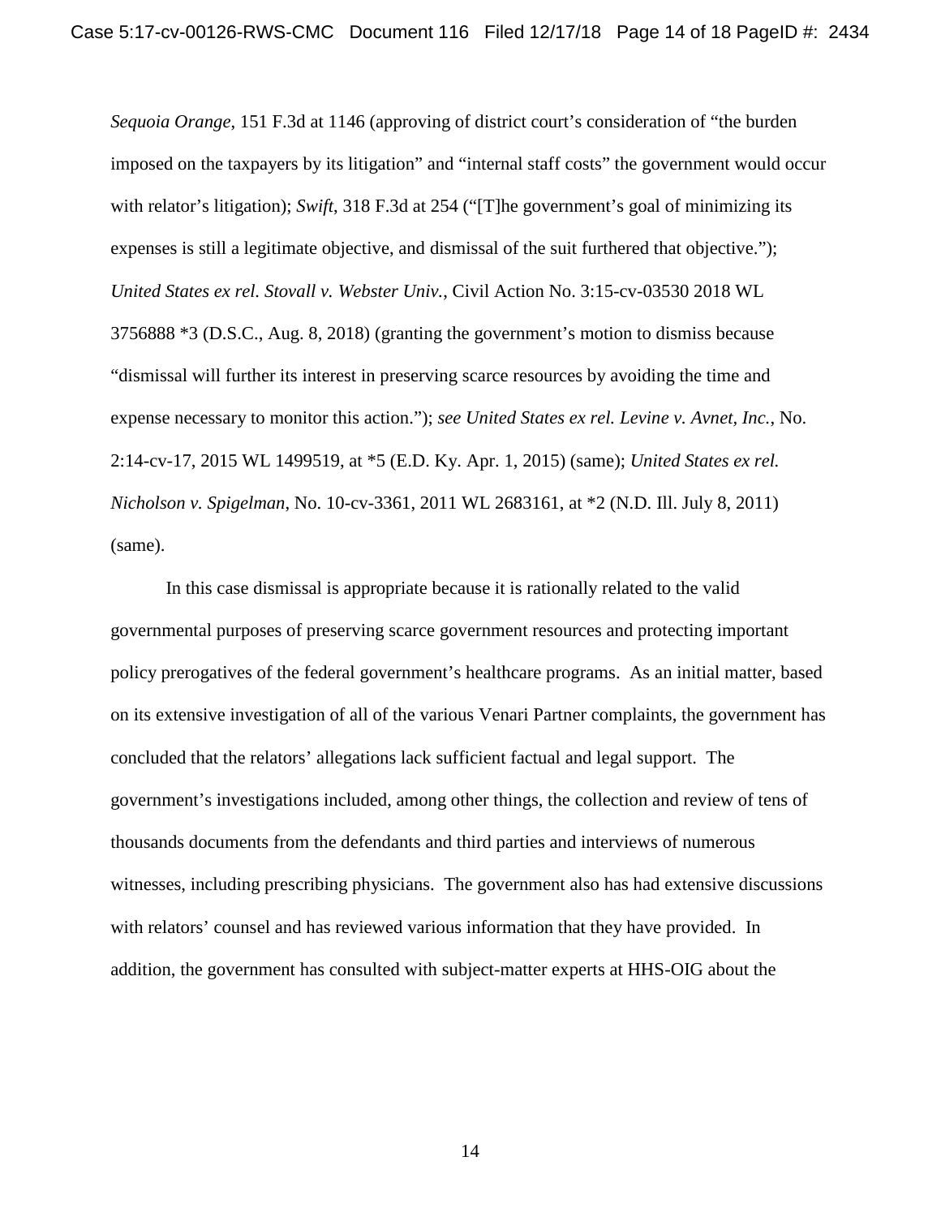*Sequoia Orange*, 151 F.3d at 1146 (approving of district court's consideration of "the burden imposed on the taxpayers by its litigation" and "internal staff costs" the government would occur with relator's litigation); *Swift*, 318 F.3d at 254 ("[T]he government's goal of minimizing its expenses is still a legitimate objective, and dismissal of the suit furthered that objective."); *United States ex rel. Stovall v. Webster Univ.*, Civil Action No. 3:15-cv-03530 2018 WL 3756888 *3 (D.S.C., Aug. 8, 2018) (granting the government's motion to dismiss because "dismissal will further its interest in preserving scarce resources by avoiding the time and expense necessary to monitor this action."); *see United States ex rel. Levine v. Avnet, Inc.*, No. 2:14-cv-17, 2015 WL 1499519, at *5 (E.D. Ky. Apr. 1, 2015) (same); *United States ex rel. Nicholson v. Spigelman*, No. 10-cv-3361, 2011 WL 2683161, at *2 (N.D. Ill. July 8, 2011) (same).

In this case dismissal is appropriate because it is rationally related to the valid governmental purposes of preserving scarce government resources and protecting important policy prerogatives of the federal government's healthcare programs. As an initial matter, based on its extensive investigation of all of the various Venari Partner complaints, the government has concluded that the relators' allegations lack sufficient factual and legal support. The government's investigations included, among other things, the collection and review of tens of thousands documents from the defendants and third parties and interviews of numerous witnesses, including prescribing physicians. The government also has had extensive discussions with relators' counsel and has reviewed various information that they have provided. In addition, the government has consulted with subject-matter experts at HHS-OIG about the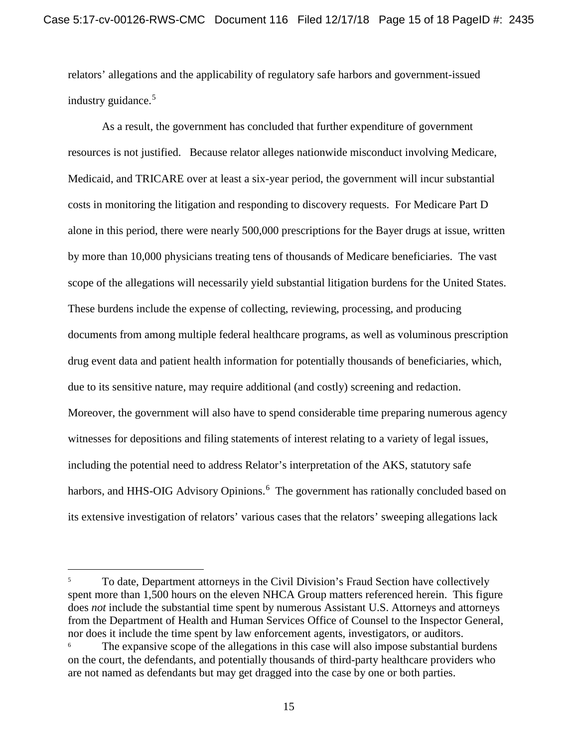relators' allegations and the applicability of regulatory safe harbors and government-issued industry guidance.[5]

As a result, the government has concluded that further expenditure of government resources is not justified. Because relator alleges nationwide misconduct involving Medicare, Medicaid, and TRICARE over at least a six-year period, the government will incur substantial costs in monitoring the litigation and responding to discovery requests. For Medicare Part D alone in this period, there were nearly 500,000 prescriptions for the Bayer drugs at issue, written by more than 10,000 physicians treating tens of thousands of Medicare beneficiaries. The vast scope of the allegations will necessarily yield substantial litigation burdens for the United States. These burdens include the expense of collecting, reviewing, processing, and producing documents from among multiple federal healthcare programs, as well as voluminous prescription drug event data and patient health information for potentially thousands of beneficiaries, which, due to its sensitive nature, may require additional (and costly) screening and redaction. Moreover, the government will also have to spend considerable time preparing numerous agency witnesses for depositions and filing statements of interest relating to a variety of legal issues, including the potential need to address Relator's interpretation of the AKS, statutory safe harbors, and HHS-OIG Advisory Opinions.[6] The government has rationally concluded based on its extensive investigation of relators' various cases that the relators' sweeping allegations lack

---

[5] To date, Department attorneys in the Civil Division's Fraud Section have collectively spent more than 1,500 hours on the eleven NHCA Group matters referenced herein. This figure does *not* include the substantial time spent by numerous Assistant U.S. Attorneys and attorneys from the Department of Health and Human Services Office of Counsel to the Inspector General, nor does it include the time spent by law enforcement agents, investigators, or auditors.

[6] The expansive scope of the allegations in this case will also impose substantial burdens on the court, the defendants, and potentially thousands of third-party healthcare providers who are not named as defendants but may get dragged into the case by one or both parties.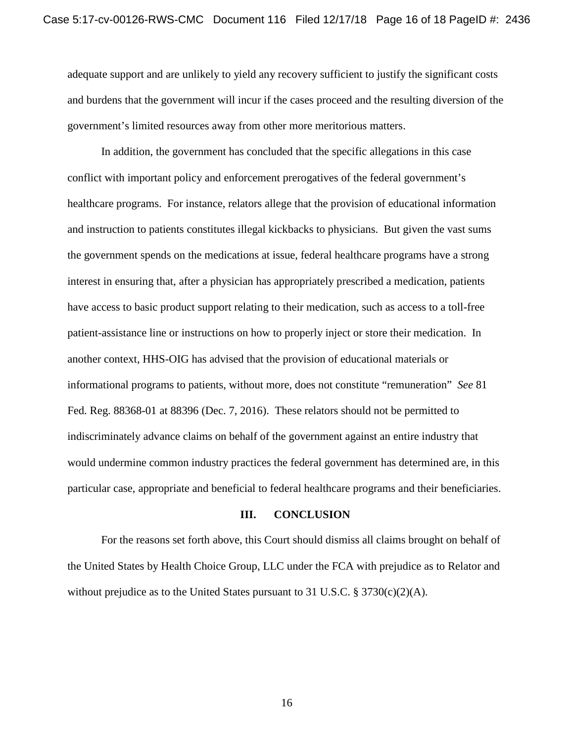adequate support and are unlikely to yield any recovery sufficient to justify the significant costs and burdens that the government will incur if the cases proceed and the resulting diversion of the government's limited resources away from other more meritorious matters.

In addition, the government has concluded that the specific allegations in this case conflict with important policy and enforcement prerogatives of the federal government's healthcare programs. For instance, relators allege that the provision of educational information and instruction to patients constitutes illegal kickbacks to physicians. But given the vast sums the government spends on the medications at issue, federal healthcare programs have a strong interest in ensuring that, after a physician has appropriately prescribed a medication, patients have access to basic product support relating to their medication, such as access to a toll-free patient-assistance line or instructions on how to properly inject or store their medication. In another context, HHS-OIG has advised that the provision of educational materials or informational programs to patients, without more, does not constitute "remuneration" *See* 81 Fed. Reg. 88368-01 at 88396 (Dec. 7, 2016). These relators should not be permitted to indiscriminately advance claims on behalf of the government against an entire industry that would undermine common industry practices the federal government has determined are, in this particular case, appropriate and beneficial to federal healthcare programs and their beneficiaries.

## III. CONCLUSION

For the reasons set forth above, this Court should dismiss all claims brought on behalf of the United States by Health Choice Group, LLC under the FCA with prejudice as to Relator and without prejudice as to the United States pursuant to 31 U.S.C. § 3730(c)(2)(A).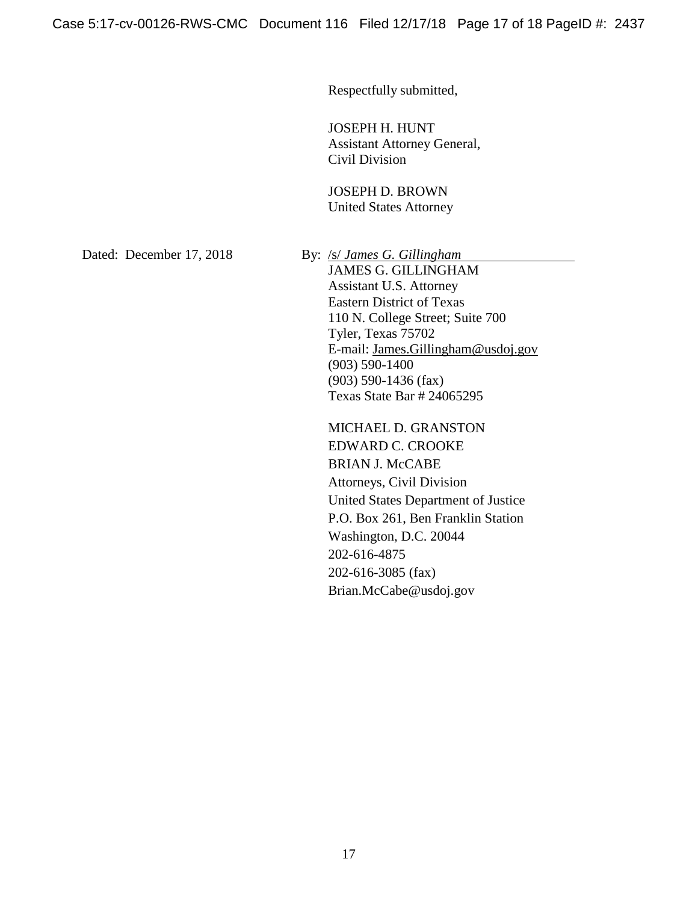Respectfully submitted,

JOSEPH H. HUNT
Assistant Attorney General,
Civil Division

JOSEPH D. BROWN
United States Attorney

Dated: December 17, 2018

By: /s/ *James G. Gillingham*
JAMES G. GILLINGHAM
Assistant U.S. Attorney
Eastern District of Texas
110 N. College Street; Suite 700
Tyler, Texas 75702
E-mail: James.Gillingham@usdoj.gov
(903) 590-1400
(903) 590-1436 (fax)
Texas State Bar # 24065295

MICHAEL D. GRANSTON
EDWARD C. CROOKE
BRIAN J. McCABE
Attorneys, Civil Division
United States Department of Justice
P.O. Box 261, Ben Franklin Station
Washington, D.C. 20044
202-616-4875
202-616-3085 (fax)
Brian.McCabe@usdoj.gov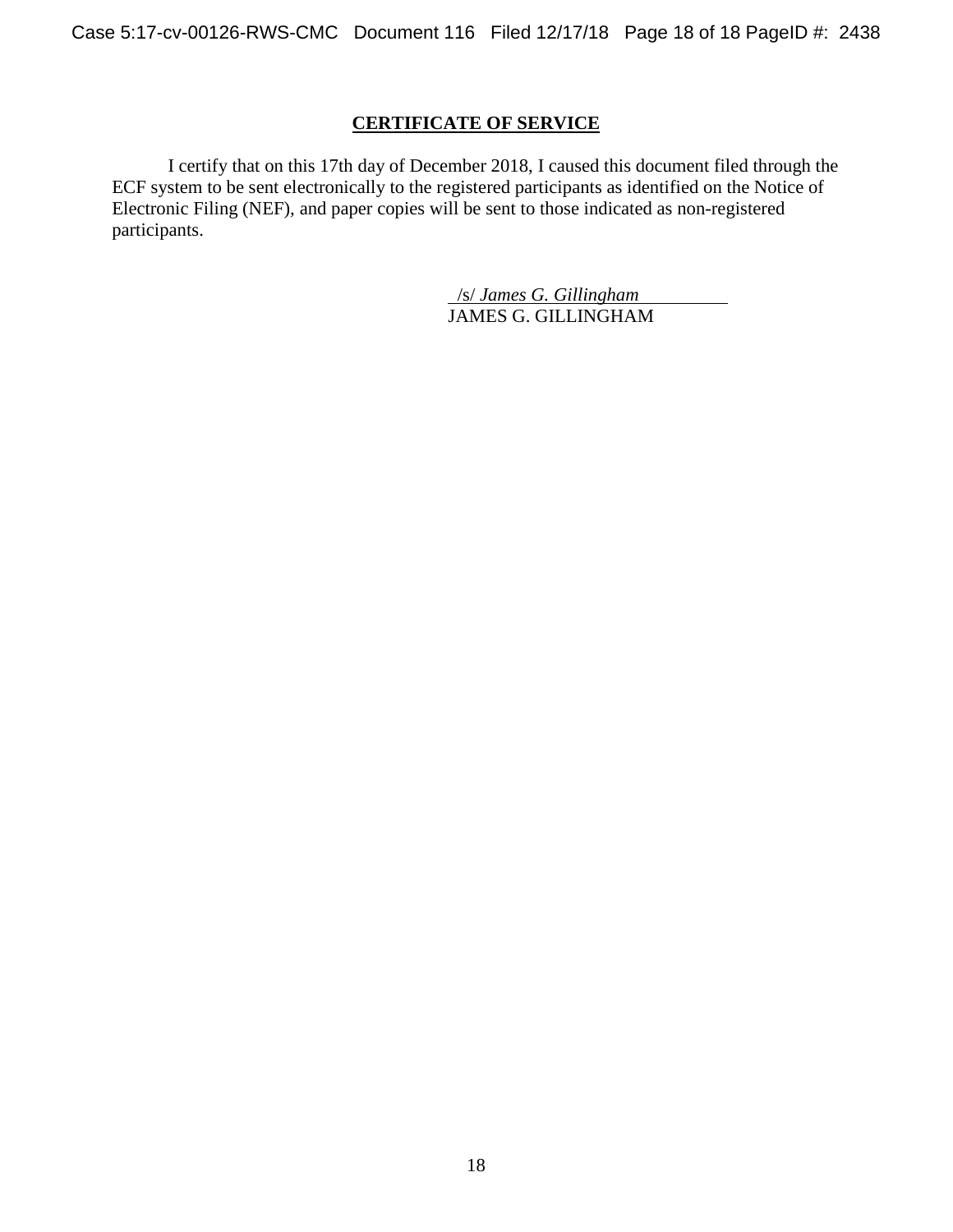**CERTIFICATE OF SERVICE**

I certify that on this 17th day of December 2018, I caused this document filed through the ECF system to be sent electronically to the registered participants as identified on the Notice of Electronic Filing (NEF), and paper copies will be sent to those indicated as non-registered participants.

/s/ *James G. Gillingham*
JAMES G. GILLINGHAM